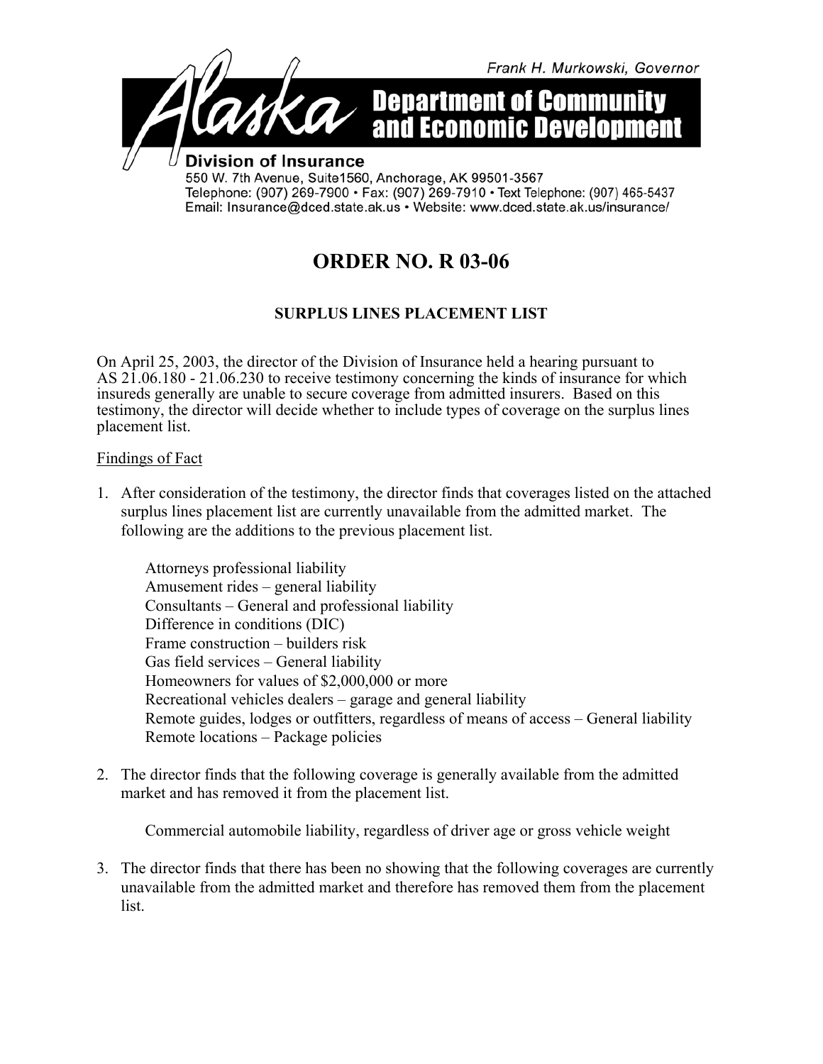Frank H. Murkowski, Governor

**Alaska Department of Community and Economic Development**

**Division of Insurance**
550 W. 7th Avenue, Suite1560, Anchorage, AK 99501-3567
Telephone: (907) 269-7900 • Fax: (907) 269-7910 • Text Telephone: (907) 465-5437
Email: Insurance@dced.state.ak.us • Website: www.dced.state.ak.us/insurance/

# ORDER NO. R 03-06

## SURPLUS LINES PLACEMENT LIST

On April 25, 2003, the director of the Division of Insurance held a hearing pursuant to AS 21.06.180 - 21.06.230 to receive testimony concerning the kinds of insurance for which insureds generally are unable to secure coverage from admitted insurers. Based on this testimony, the director will decide whether to include types of coverage on the surplus lines placement list.

Findings of Fact

1. After consideration of the testimony, the director finds that coverages listed on the attached surplus lines placement list are currently unavailable from the admitted market. The following are the additions to the previous placement list.

   Attorneys professional liability
   Amusement rides – general liability
   Consultants – General and professional liability
   Difference in conditions (DIC)
   Frame construction – builders risk
   Gas field services – General liability
   Homeowners for values of $2,000,000 or more
   Recreational vehicles dealers – garage and general liability
   Remote guides, lodges or outfitters, regardless of means of access – General liability
   Remote locations – Package policies

2. The director finds that the following coverage is generally available from the admitted market and has removed it from the placement list.

   Commercial automobile liability, regardless of driver age or gross vehicle weight

3. The director finds that there has been no showing that the following coverages are currently unavailable from the admitted market and therefore has removed them from the placement list.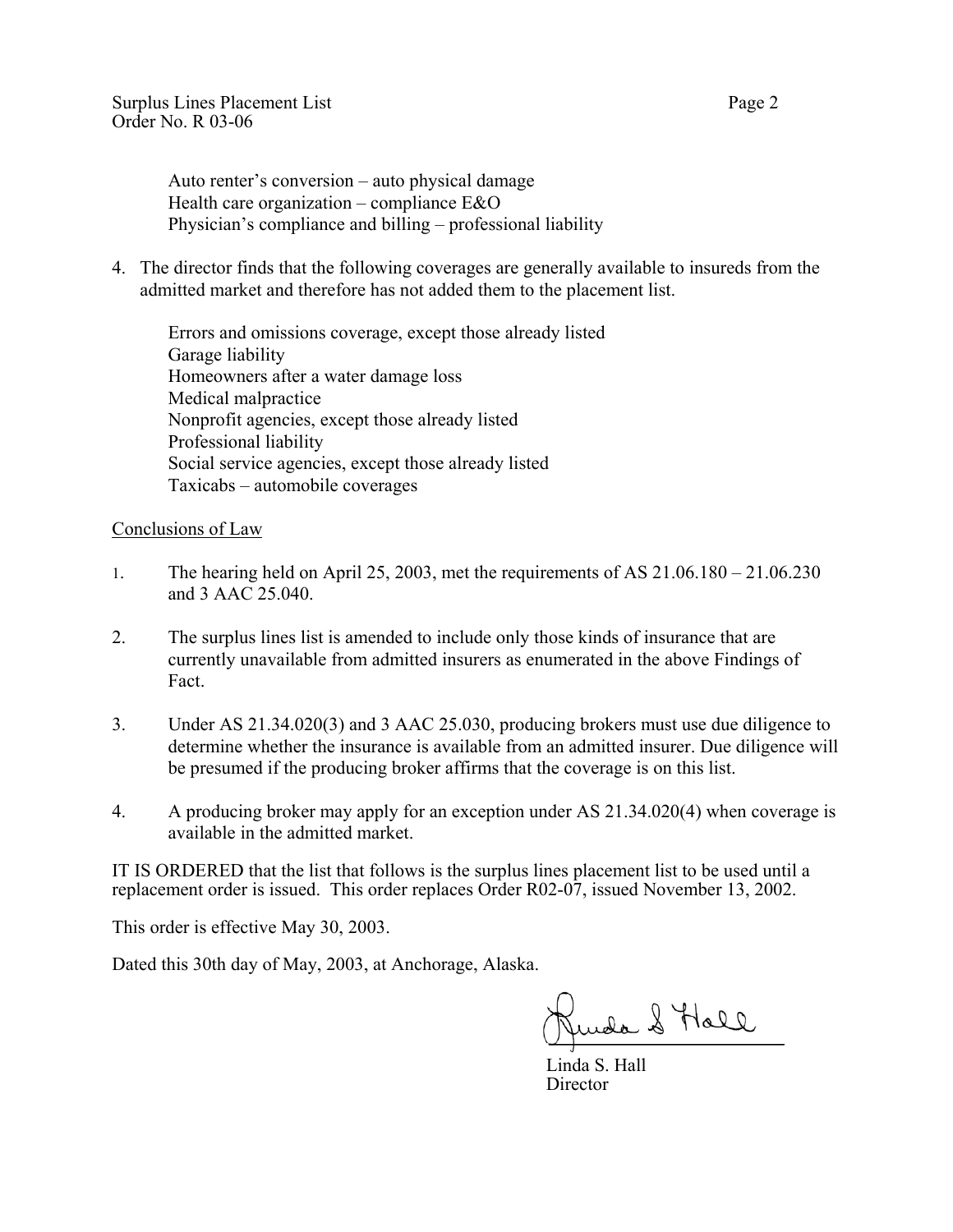Auto renter's conversion – auto physical damage
Health care organization – compliance E&O
Physician's compliance and billing – professional liability

4. The director finds that the following coverages are generally available to insureds from the admitted market and therefore has not added them to the placement list.

   Errors and omissions coverage, except those already listed
   Garage liability
   Homeowners after a water damage loss
   Medical malpractice
   Nonprofit agencies, except those already listed
   Professional liability
   Social service agencies, except those already listed
   Taxicabs – automobile coverages

<u>Conclusions of Law</u>

1. The hearing held on April 25, 2003, met the requirements of AS 21.06.180 – 21.06.230 and 3 AAC 25.040.

2. The surplus lines list is amended to include only those kinds of insurance that are currently unavailable from admitted insurers as enumerated in the above Findings of Fact.

3. Under AS 21.34.020(3) and 3 AAC 25.030, producing brokers must use due diligence to determine whether the insurance is available from an admitted insurer. Due diligence will be presumed if the producing broker affirms that the coverage is on this list.

4. A producing broker may apply for an exception under AS 21.34.020(4) when coverage is available in the admitted market.

IT IS ORDERED that the list that follows is the surplus lines placement list to be used until a replacement order is issued. This order replaces Order R02-07, issued November 13, 2002.

This order is effective May 30, 2003.

Dated this 30th day of May, 2003, at Anchorage, Alaska.

Linda S. Hall
Director